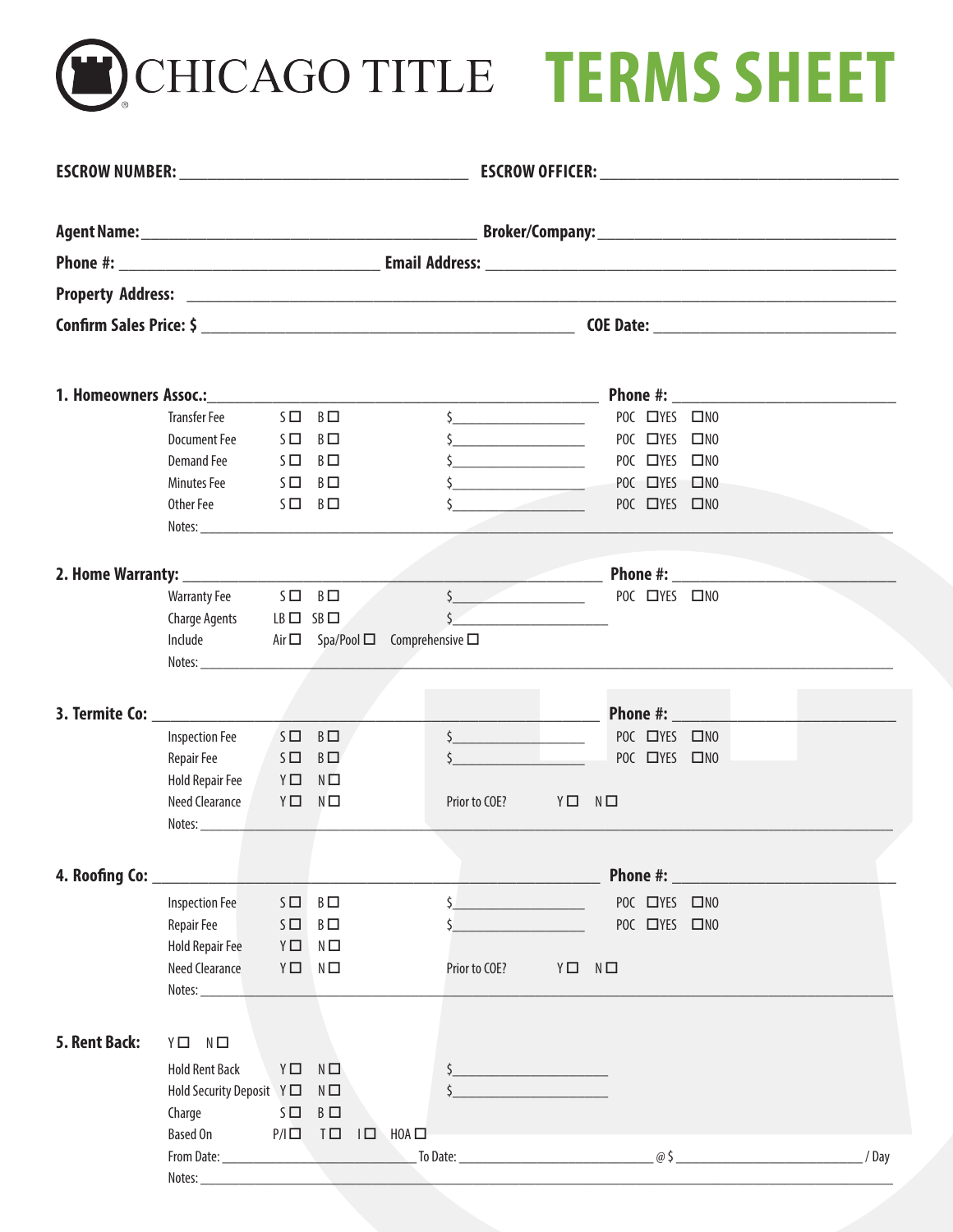# CHICAGO TITLE TERMS SHEET

**ESCROW NUMBER:** ____________________ **ESCROW OFFICER:** ____________________

**Agent Name:** ____________________ **Broker/Company:** ____________________

**Phone #:** ____________________ **Email Address:** ____________________

**Property Address:** ____________________

**Confirm Sales Price: $** ____________________ **COE Date:** ____________________

## 1. Homeowners Assoc.: ____________________ Phone #: ____________________

| | | | | |
|---|---|---|---|---|
| Transfer Fee | S ☐ | B ☐ | $__________ | POC ☐YES ☐NO |
| Document Fee | S ☐ | B ☐ | $__________ | POC ☐YES ☐NO |
| Demand Fee | S ☐ | B ☐ | $__________ | POC ☐YES ☐NO |
| Minutes Fee | S ☐ | B ☐ | $__________ | POC ☐YES ☐NO |
| Other Fee | S ☐ | B ☐ | $__________ | POC ☐YES ☐NO |

Notes: ____________________

## 2. Home Warranty: ____________________ Phone #: ____________________

| | | | | |
|---|---|---|---|---|
| Warranty Fee | S ☐ | B ☐ | $__________ | POC ☐YES ☐NO |
| Charge Agents | LB ☐ | SB ☐ | $__________ | |
| Include | Air ☐ | Spa/Pool ☐ | Comprehensive ☐ | |

Notes: ____________________

## 3. Termite Co: ____________________ Phone #: ____________________

| | | | | |
|---|---|---|---|---|
| Inspection Fee | S ☐ | B ☐ | $__________ | POC ☐YES ☐NO |
| Repair Fee | S ☐ | B ☐ | $__________ | POC ☐YES ☐NO |
| Hold Repair Fee | Y ☐ | N ☐ | | |
| Need Clearance | Y ☐ | N ☐ | Prior to COE? Y ☐ N ☐ | |

Notes: ____________________

## 4. Roofing Co: ____________________ Phone #: ____________________

| | | | | |
|---|---|---|---|---|
| Inspection Fee | S ☐ | B ☐ | $__________ | POC ☐YES ☐NO |
| Repair Fee | S ☐ | B ☐ | $__________ | POC ☐YES ☐NO |
| Hold Repair Fee | Y ☐ | N ☐ | | |
| Need Clearance | Y ☐ | N ☐ | Prior to COE? Y ☐ N ☐ | |

Notes: ____________________

## 5. Rent Back: Y ☐ N ☐

| | | | | | |
|---|---|---|---|---|---|
| Hold Rent Back | Y ☐ | N ☐ | $__________ | | |
| Hold Security Deposit | Y ☐ | N ☐ | $__________ | | |
| Charge | S ☐ | B ☐ | | | |
| Based On | P/I ☐ | T ☐ | I ☐ | HOA ☐ | |

From Date: __________ To Date: __________ @ $ __________ / Day

Notes: ____________________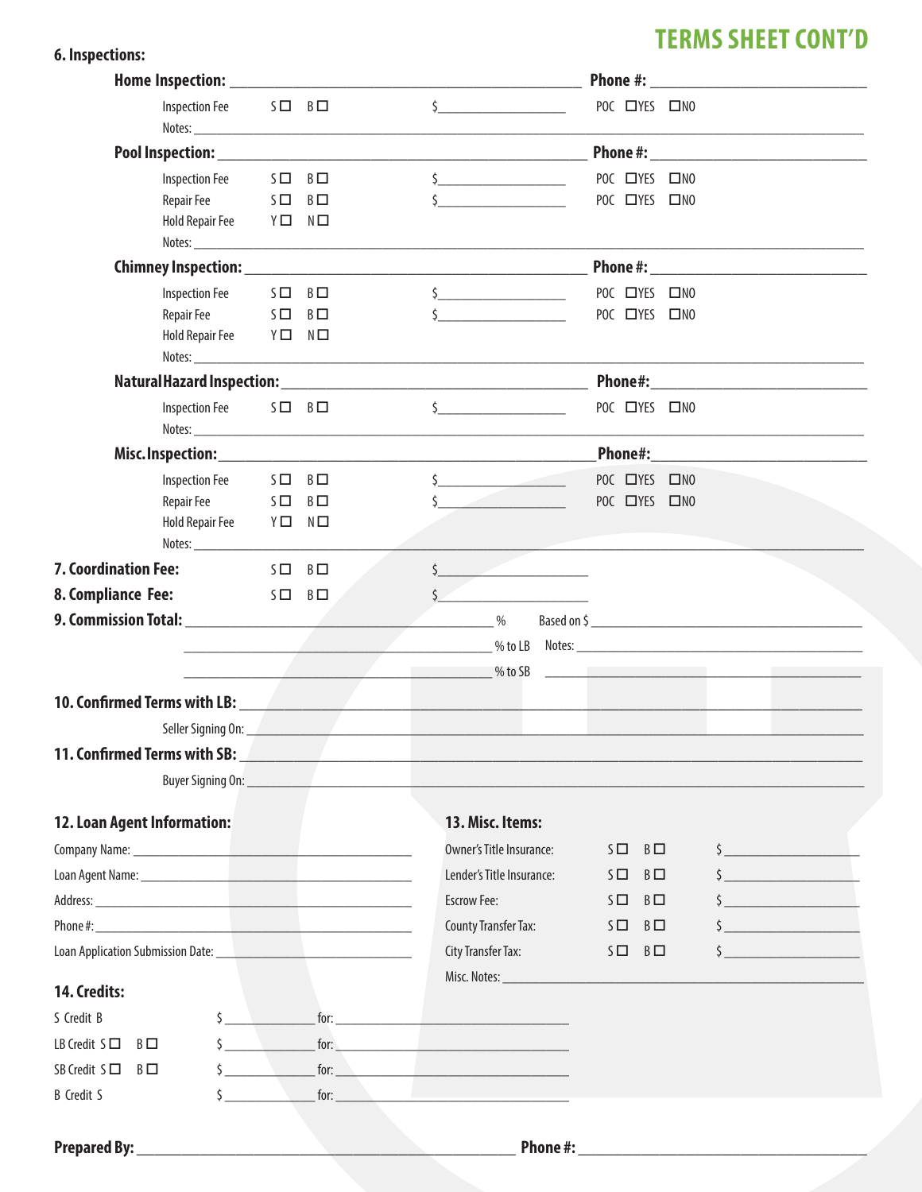# TERMS SHEET CONT'D

**6. Inspections:**

**Home Inspection:** ______________________________ **Phone #:** ____________________

Inspection Fee S ☐ B ☐ $______________ POC ☐YES ☐NO

Notes: ______________________________

**Pool Inspection:** ______________________________ **Phone #:** ____________________

Inspection Fee S ☐ B ☐ $______________ POC ☐YES ☐NO

Repair Fee S ☐ B ☐ $______________ POC ☐YES ☐NO

Hold Repair Fee Y ☐ N ☐

Notes: ______________________________

**Chimney Inspection:** ______________________________ **Phone #:** ____________________

Inspection Fee S ☐ B ☐ $______________ POC ☐YES ☐NO

Repair Fee S ☐ B ☐ $______________ POC ☐YES ☐NO

Hold Repair Fee Y ☐ N ☐

Notes: ______________________________

**Natural Hazard Inspection:** ______________________________ **Phone#:** ____________________

Inspection Fee S ☐ B ☐ $______________ POC ☐YES ☐NO

Notes: ______________________________

**Misc. Inspection:** ______________________________ **Phone#:** ____________________

Inspection Fee S ☐ B ☐ $______________ POC ☐YES ☐NO

Repair Fee S ☐ B ☐ $______________ POC ☐YES ☐NO

Hold Repair Fee Y ☐ N ☐

Notes: ______________________________

**7. Coordination Fee:** S ☐ B ☐ $______________

**8. Compliance Fee:** S ☐ B ☐ $______________

**9. Commission Total:** ______________ % Based on $ ______________

______________ % to LB Notes: ______________

______________ % to SB ______________

**10. Confirmed Terms with LB:** ______________________________

Seller Signing On: ______________________________

**11. Confirmed Terms with SB:** ______________________________

Buyer Signing On: ______________________________

**12. Loan Agent Information:**

Company Name: ______________________________

Loan Agent Name: ______________________________

Address: ______________________________

Phone #: ______________________________

Loan Application Submission Date: ______________________________

**13. Misc. Items:**

Owner's Title Insurance: S ☐ B ☐ $______________

Lender's Title Insurance: S ☐ B ☐ $______________

Escrow Fee: S ☐ B ☐ $______________

County Transfer Tax: S ☐ B ☐ $______________

City Transfer Tax: S ☐ B ☐ $______________

Misc. Notes: ______________________________

**14. Credits:**

S Credit B $______________ for: ______________________________

LB Credit S ☐ B ☐ $______________ for: ______________________________

SB Credit S ☐ B ☐ $______________ for: ______________________________

B Credit S $______________ for: ______________________________

**Prepared By:** ______________________________ **Phone #:** ______________________________